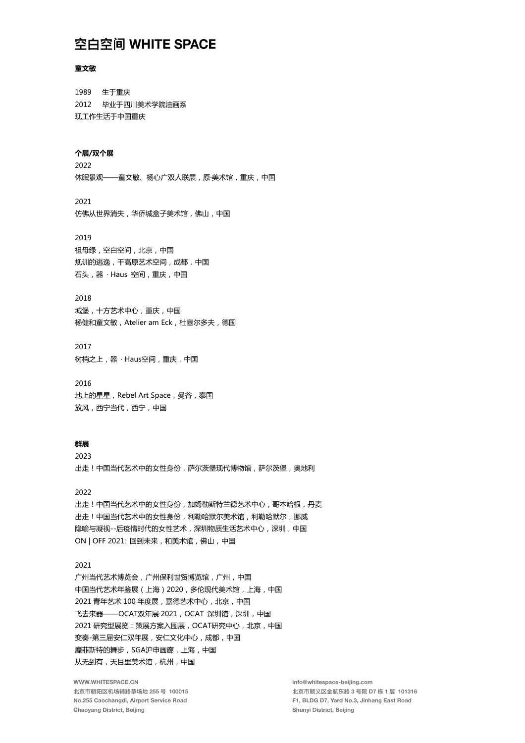# 空白空间 WHITE SPACE

**童文敏**

1989　生于重庆
2012　毕业于四川美术学院油画系
现工作生活于中国重庆

**个展/双个展**

2022
休眠景观——童文敏、杨心广双人联展，原·美术馆，重庆，中国

2021
仿佛从世界消失，华侨城盒子美术馆，佛山，中国

2019
祖母绿，空白空间，北京，中国
规训的逃逸，千高原艺术空间，成都，中国
石头，器 · Haus 空间，重庆，中国

2018
城堡，十方艺术中心，重庆，中国
杨健和童文敏，Atelier am Eck，杜塞尔多夫，德国

2017
树梢之上，器 · Haus空间，重庆，中国

2016
地上的星星，Rebel Art Space，曼谷，泰国
放风，西宁当代，西宁，中国

**群展**

2023
出走！中国当代艺术中的女性身份，萨尔茨堡现代博物馆，萨尔茨堡，奥地利

2022
出走！中国当代艺术中的女性身份，加姆勒斯特兰德艺术中心，哥本哈根，丹麦
出走！中国当代艺术中的女性身份，利勒哈默尔美术馆，利勒哈默尔，挪威
隐喻与凝视--后疫情时代的女性艺术，深圳物质生活艺术中心，深圳，中国
ON | OFF 2021: 回到未来，和美术馆，佛山，中国

2021
广州当代艺术博览会，广州保利世贸博览馆，广州，中国
中国当代艺术年鉴展（上海）2020，多伦现代美术馆，上海，中国
2021 青年艺术 100 年度展，嘉德艺术中心，北京，中国
飞去来器——OCAT双年展·2021，OCAT 深圳馆，深圳，中国
2021 研究型展览：策展方案入围展，OCAT研究中心，北京，中国
变奏-第三届安仁双年展，安仁文化中心，成都，中国
靡菲斯特的舞步，SGA沪申画廊，上海，中国
从无到有，天目里美术馆，杭州，中国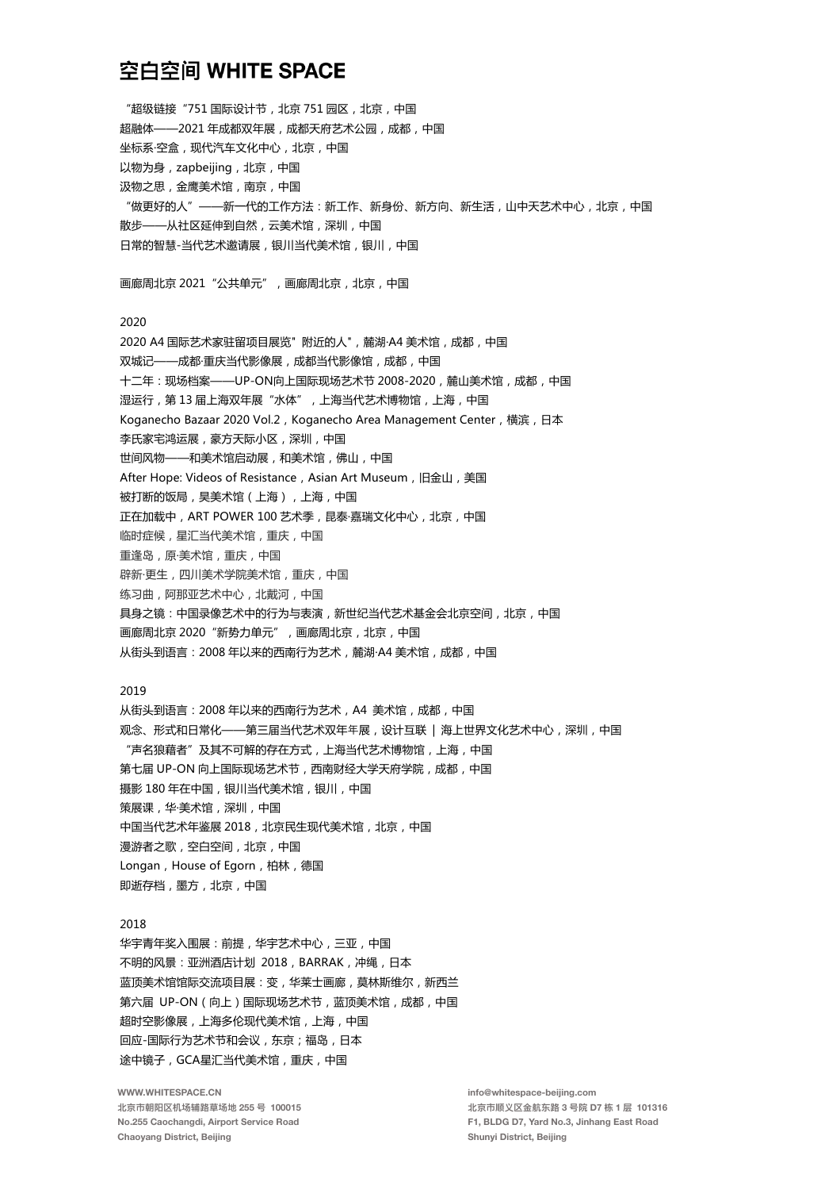# 空白空间 WHITE SPACE

“超级链接“751 国际设计节，北京 751 园区，北京，中国
超融体——2021 年成都双年展，成都天府艺术公园，成都，中国
坐标系·空盒，现代汽车文化中心，北京，中国
以物为身，zapbeijing，北京，中国
汲物之思，金鹰美术馆，南京，中国
“做更好的人”——新一代的工作方法：新工作、新身份、新方向、新生活，山中天艺术中心，北京，中国
散步——从社区延伸到自然，云美术馆，深圳，中国
日常的智慧-当代艺术邀请展，银川当代美术馆，银川，中国

画廊周北京 2021“公共单元”，画廊周北京，北京，中国

2020

2020 A4 国际艺术家驻留项目展览"附近的人"，麓湖·A4 美术馆，成都，中国
双城记——成都·重庆当代影像展，成都当代影像馆，成都，中国
十二年：现场档案——UP-ON向上国际现场艺术节 2008-2020，麓山美术馆，成都，中国
湿运行，第 13 届上海双年展“水体”，上海当代艺术博物馆，上海，中国
Koganecho Bazaar 2020 Vol.2，Koganecho Area Management Center，横滨，日本
李氏家宅鸿运展，豪方天际小区，深圳，中国
世间风物——和美术馆启动展，和美术馆，佛山，中国
After Hope: Videos of Resistance，Asian Art Museum，旧金山，美国
被打断的饭局，昊美术馆（上海），上海，中国
正在加载中，ART POWER 100 艺术季，昆泰·嘉瑞文化中心，北京，中国
临时症候，星汇当代美术馆，重庆，中国
重逢岛，原·美术馆，重庆，中国
辟新·更生，四川美术学院美术馆，重庆，中国
练习曲，阿那亚艺术中心，北戴河，中国
具身之镜：中国录像艺术中的行为与表演，新世纪当代艺术基金会北京空间，北京，中国
画廊周北京 2020“新势力单元”，画廊周北京，北京，中国
从街头到语言：2008 年以来的西南行为艺术，麓湖·A4 美术馆，成都，中国

2019

从街头到语言：2008 年以来的西南行为艺术，A4 美术馆，成都，中国
观念、形式和日常化——第三届当代艺术双年年展，设计互联 | 海上世界文化艺术中心，深圳，中国
“声名狼藉者”及其不可解的存在方式，上海当代艺术博物馆，上海，中国
第七届 UP-ON 向上国际现场艺术节，西南财经大学天府学院，成都，中国
摄影 180 年在中国，银川当代美术馆，银川，中国
策展课，华·美术馆，深圳，中国
中国当代艺术年鉴展 2018，北京民生现代美术馆，北京，中国
漫游者之歌，空白空间，北京，中国
Longan，House of Egorn，柏林，德国
即逝存档，墨方，北京，中国

2018

华宇青年奖入围展：前提，华宇艺术中心，三亚，中国
不明的风景：亚洲酒店计划 2018，BARRAK，冲绳，日本
蓝顶美术馆馆际交流项目展：变，华莱士画廊，莫林斯维尔，新西兰
第六届 UP-ON（向上）国际现场艺术节，蓝顶美术馆，成都，中国
超时空影像展，上海多伦现代美术馆，上海，中国
回应-国际行为艺术节和会议，东京；福岛，日本
途中镜子，GCA星汇当代美术馆，重庆，中国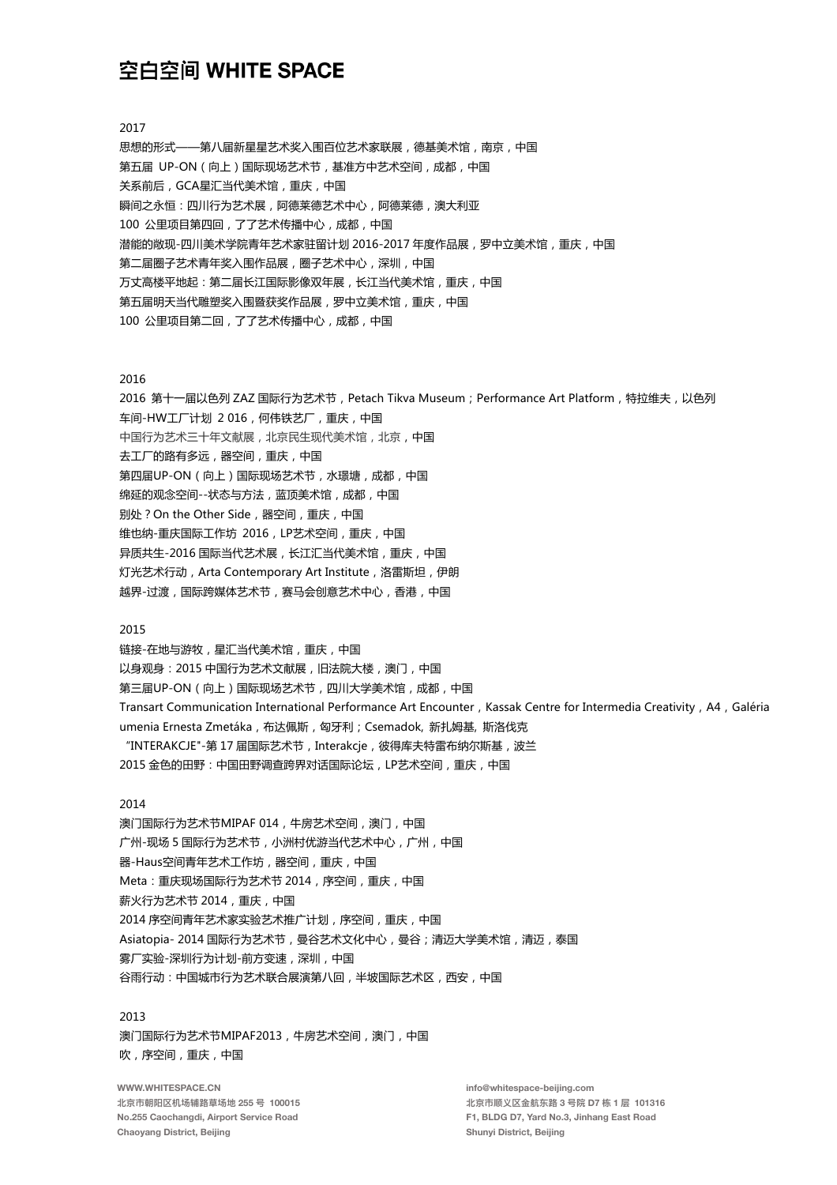2017

思想的形式——第八届新星星艺术奖入围百位艺术家联展，德基美术馆，南京，中国
第五届 UP-ON（向上）国际现场艺术节，基准方中艺术空间，成都，中国
关系前后，GCA星汇当代美术馆，重庆，中国
瞬间之永恒：四川行为艺术展，阿德莱德艺术中心，阿德莱德，澳大利亚
100 公里项目第四回，了了艺术传播中心，成都，中国
潜能的敞现-四川美术学院青年艺术家驻留计划 2016-2017 年度作品展，罗中立美术馆，重庆，中国
第二届圈子艺术青年奖入围作品展，圈子艺术中心，深圳，中国
万丈高楼平地起：第二届长江国际影像双年展，长江当代美术馆，重庆，中国
第五届明天当代雕塑奖入围暨获奖作品展，罗中立美术馆，重庆，中国
100 公里项目第二回，了了艺术传播中心，成都，中国

2016

2016 第十一届以色列 ZAZ 国际行为艺术节，Petach Tikva Museum；Performance Art Platform，特拉维夫，以色列
车间-HW工厂计划 2 016，何伟铁艺厂，重庆，中国
中国行为艺术三十年文献展，北京民生现代美术馆，北京，中国
去工厂的路有多远，器空间，重庆，中国
第四届UP-ON（向上）国际现场艺术节，水璟塘，成都，中国
绵延的观念空间--状态与方法，蓝顶美术馆，成都，中国
别处？On the Other Side，器空间，重庆，中国
维也纳-重庆国际工作坊 2016，LP艺术空间，重庆，中国
异质共生-2016 国际当代艺术展，长江汇当代美术馆，重庆，中国
灯光艺术行动，Arta Contemporary Art Institute，洛雷斯坦，伊朗
越界-过渡，国际跨媒体艺术节，赛马会创意艺术中心，香港，中国

2015

链接-在地与游牧，星汇当代美术馆，重庆，中国
以身观身：2015 中国行为艺术文献展，旧法院大楼，澳门，中国
第三届UP-ON（向上）国际现场艺术节，四川大学美术馆，成都，中国
Transart Communication International Performance Art Encounter，Kassak Centre for Intermedia Creativity，A4，Galéria umenia Ernesta Zmetáka，布达佩斯，匈牙利；Csemadok, 新扎姆基, 斯洛伐克
"INTERAKCJE"-第 17 届国际艺术节，Interakcje，彼得库夫特雷布纳尔斯基，波兰
2015 金色的田野：中国田野调查跨界对话国际论坛，LP艺术空间，重庆，中国

2014

澳门国际行为艺术节MIPAF 014，牛房艺术空间，澳门，中国
广州-现场 5 国际行为艺术节，小洲村优游当代艺术中心，广州，中国
器-Haus空间青年艺术工作坊，器空间，重庆，中国
Meta：重庆现场国际行为艺术节 2014，序空间，重庆，中国
薪火行为艺术节 2014，重庆，中国
2014 序空间青年艺术家实验艺术推广计划，序空间，重庆，中国
Asiatopia- 2014 国际行为艺术节，曼谷艺术文化中心，曼谷；清迈大学美术馆，清迈，泰国
雾厂实验-深圳行为计划-前方变速，深圳，中国
谷雨行动：中国城市行为艺术联合展演第八回，半坡国际艺术区，西安，中国

2013

澳门国际行为艺术节MIPAF2013，牛房艺术空间，澳门，中国
吹，序空间，重庆，中国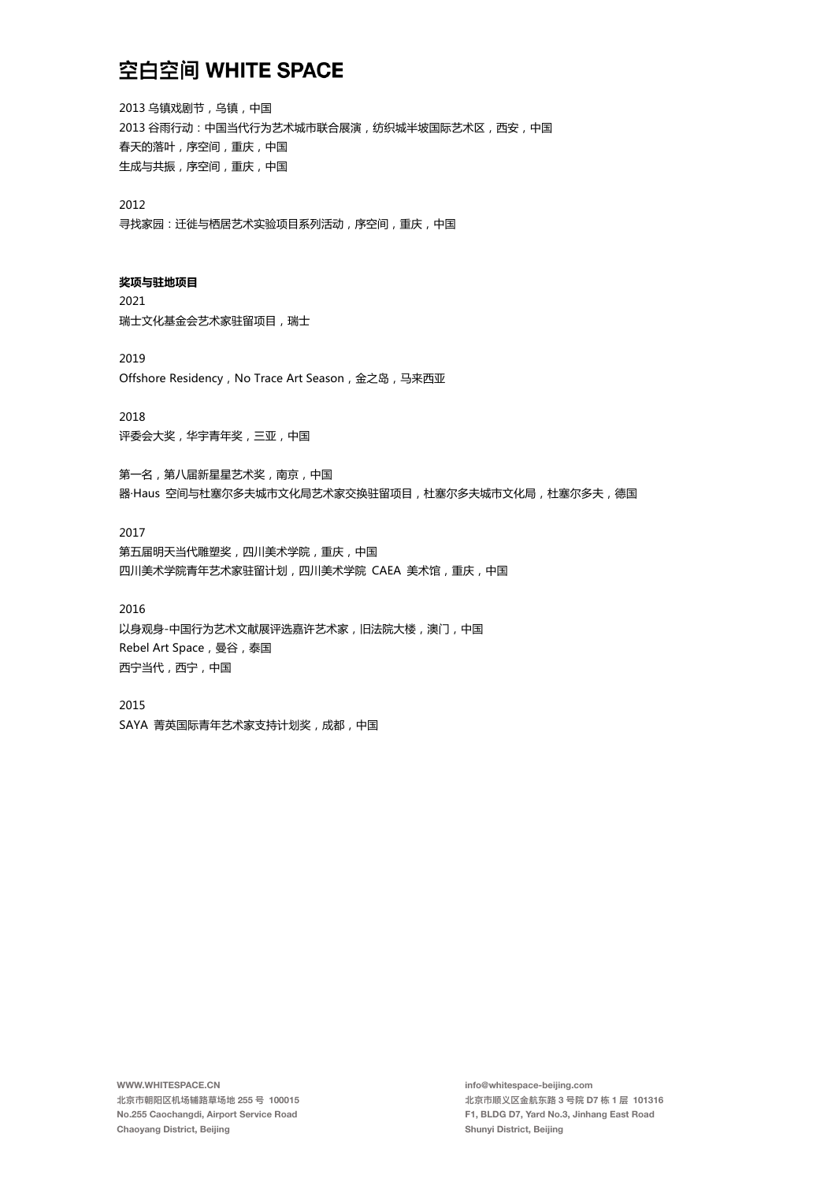2013 乌镇戏剧节，乌镇，中国
2013 谷雨行动：中国当代行为艺术城市联合展演，纺织城半坡国际艺术区，西安，中国
春天的落叶，序空间，重庆，中国
生成与共振，序空间，重庆，中国

2012
寻找家园：迁徙与栖居艺术实验项目系列活动，序空间，重庆，中国

**奖项与驻地项目**

2021
瑞士文化基金会艺术家驻留项目，瑞士

2019
Offshore Residency，No Trace Art Season，金之岛，马来西亚

2018
评委会大奖，华宇青年奖，三亚，中国

第一名，第八届新星星艺术奖，南京，中国
器·Haus 空间与杜塞尔多夫城市文化局艺术家交换驻留项目，杜塞尔多夫城市文化局，杜塞尔多夫，德国

2017
第五届明天当代雕塑奖，四川美术学院，重庆，中国
四川美术学院青年艺术家驻留计划，四川美术学院 CAEA 美术馆，重庆，中国

2016
以身观身-中国行为艺术文献展评选嘉许艺术家，旧法院大楼，澳门，中国
Rebel Art Space，曼谷，泰国
西宁当代，西宁，中国

2015
SAYA 菁英国际青年艺术家支持计划奖，成都，中国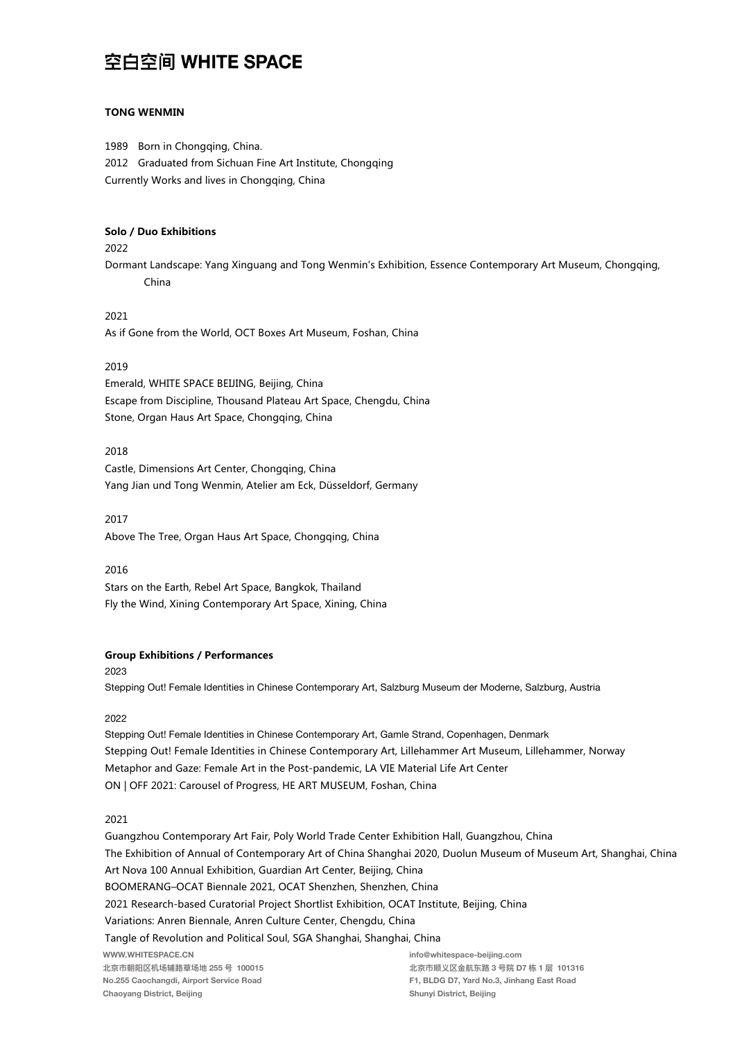# 空白空间 WHITE SPACE

**TONG WENMIN**

1989 Born in Chongqing, China.
2012 Graduated from Sichuan Fine Art Institute, Chongqing
Currently Works and lives in Chongqing, China

**Solo / Duo Exhibitions**

2022

Dormant Landscape: Yang Xinguang and Tong Wenmin's Exhibition, Essence Contemporary Art Museum, Chongqing, China

2021

As if Gone from the World, OCT Boxes Art Museum, Foshan, China

2019

Emerald, WHITE SPACE BEIJING, Beijing, China
Escape from Discipline, Thousand Plateau Art Space, Chengdu, China
Stone, Organ Haus Art Space, Chongqing, China

2018

Castle, Dimensions Art Center, Chongqing, China
Yang Jian und Tong Wenmin, Atelier am Eck, Düsseldorf, Germany

2017

Above The Tree, Organ Haus Art Space, Chongqing, China

2016

Stars on the Earth, Rebel Art Space, Bangkok, Thailand
Fly the Wind, Xining Contemporary Art Space, Xining, China

**Group Exhibitions / Performances**

2023

Stepping Out! Female Identities in Chinese Contemporary Art, Salzburg Museum der Moderne, Salzburg, Austria

2022

Stepping Out! Female Identities in Chinese Contemporary Art, Gamle Strand, Copenhagen, Denmark
Stepping Out! Female Identities in Chinese Contemporary Art, Lillehammer Art Museum, Lillehammer, Norway
Metaphor and Gaze: Female Art in the Post-pandemic, LA VIE Material Life Art Center
ON | OFF 2021: Carousel of Progress, HE ART MUSEUM, Foshan, China

2021

Guangzhou Contemporary Art Fair, Poly World Trade Center Exhibition Hall, Guangzhou, China
The Exhibition of Annual of Contemporary Art of China Shanghai 2020, Duolun Museum of Museum Art, Shanghai, China
Art Nova 100 Annual Exhibition, Guardian Art Center, Beijing, China
BOOMERANG–OCAT Biennale 2021, OCAT Shenzhen, Shenzhen, China
2021 Research-based Curatorial Project Shortlist Exhibition, OCAT Institute, Beijing, China
Variations: Anren Biennale, Anren Culture Center, Chengdu, China
Tangle of Revolution and Political Soul, SGA Shanghai, Shanghai, China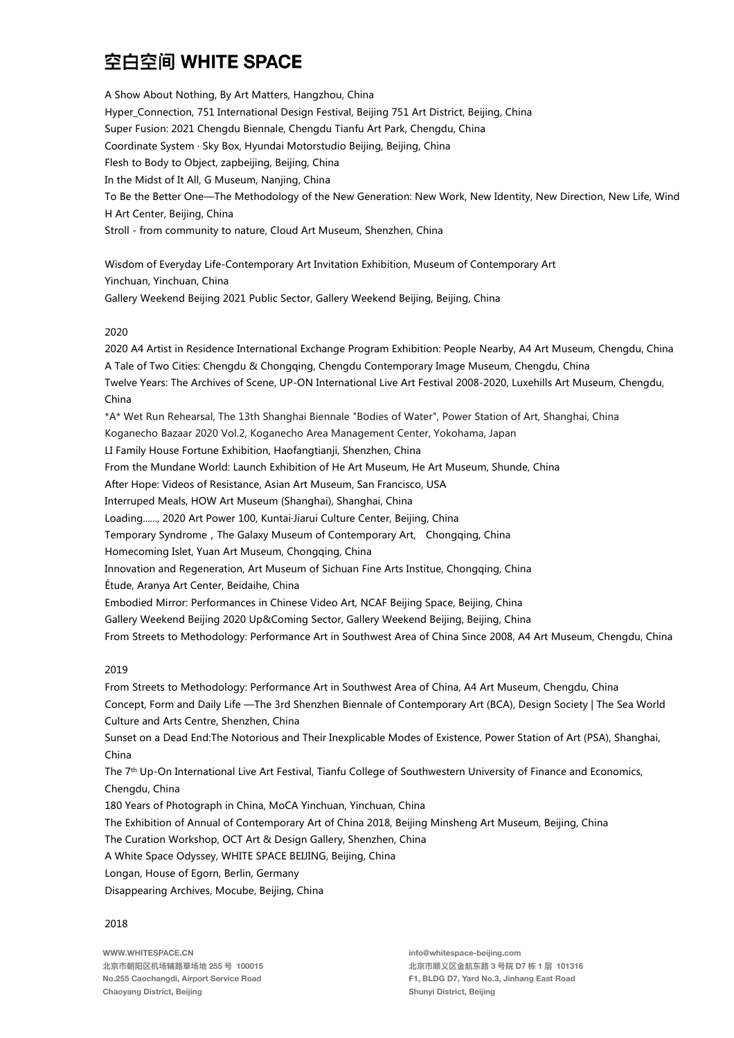A Show About Nothing, By Art Matters, Hangzhou, China
Hyper_Connection, 751 International Design Festival, Beijing 751 Art District, Beijing, China
Super Fusion: 2021 Chengdu Biennale, Chengdu Tianfu Art Park, Chengdu, China
Coordinate System · Sky Box, Hyundai Motorstudio Beijing, Beijing, China
Flesh to Body to Object, zapbeijing, Beijing, China
In the Midst of It All, G Museum, Nanjing, China
To Be the Better One—The Methodology of the New Generation: New Work, New Identity, New Direction, New Life, Wind H Art Center, Beijing, China
Stroll - from community to nature, Cloud Art Museum, Shenzhen, China

Wisdom of Everyday Life-Contemporary Art Invitation Exhibition, Museum of Contemporary Art Yinchuan, Yinchuan, China
Gallery Weekend Beijing 2021 Public Sector, Gallery Weekend Beijing, Beijing, China

2020

2020 A4 Artist in Residence International Exchange Program Exhibition: People Nearby, A4 Art Museum, Chengdu, China
A Tale of Two Cities: Chengdu & Chongqing, Chengdu Contemporary Image Museum, Chengdu, China
Twelve Years: The Archives of Scene, UP-ON International Live Art Festival 2008-2020, Luxehills Art Museum, Chengdu, China
*A* Wet Run Rehearsal, The 13th Shanghai Biennale "Bodies of Water", Power Station of Art, Shanghai, China
Koganecho Bazaar 2020 Vol.2, Koganecho Area Management Center, Yokohama, Japan
LI Family House Fortune Exhibition, Haofangtianji, Shenzhen, China
From the Mundane World: Launch Exhibition of He Art Museum, He Art Museum, Shunde, China
After Hope: Videos of Resistance, Asian Art Museum, San Francisco, USA
Interruped Meals, HOW Art Museum (Shanghai), Shanghai, China
Loading......, 2020 Art Power 100, Kuntai·Jiarui Culture Center, Beijing, China
Temporary Syndrome，The Galaxy Museum of Contemporary Art,　Chongqing, China
Homecoming Islet, Yuan Art Museum, Chongqing, China
Innovation and Regeneration, Art Museum of Sichuan Fine Arts Institue, Chongqing, China
Étude, Aranya Art Center, Beidaihe, China
Embodied Mirror: Performances in Chinese Video Art, NCAF Beijing Space, Beijing, China
Gallery Weekend Beijing 2020 Up&Coming Sector, Gallery Weekend Beijing, Beijing, China
From Streets to Methodology: Performance Art in Southwest Area of China Since 2008, A4 Art Museum, Chengdu, China

2019

From Streets to Methodology: Performance Art in Southwest Area of China, A4 Art Museum, Chengdu, China
Concept, Form and Daily Life —The 3rd Shenzhen Biennale of Contemporary Art (BCA), Design Society | The Sea World Culture and Arts Centre, Shenzhen, China
Sunset on a Dead End:The Notorious and Their Inexplicable Modes of Existence, Power Station of Art (PSA), Shanghai, China
The 7th Up-On International Live Art Festival, Tianfu College of Southwestern University of Finance and Economics, Chengdu, China
180 Years of Photograph in China, MoCA Yinchuan, Yinchuan, China
The Exhibition of Annual of Contemporary Art of China 2018, Beijing Minsheng Art Museum, Beijing, China
The Curation Workshop, OCT Art & Design Gallery, Shenzhen, China
A White Space Odyssey, WHITE SPACE BEIJING, Beijing, China
Longan, House of Egorn, Berlin, Germany
Disappearing Archives, Mocube, Beijing, China

2018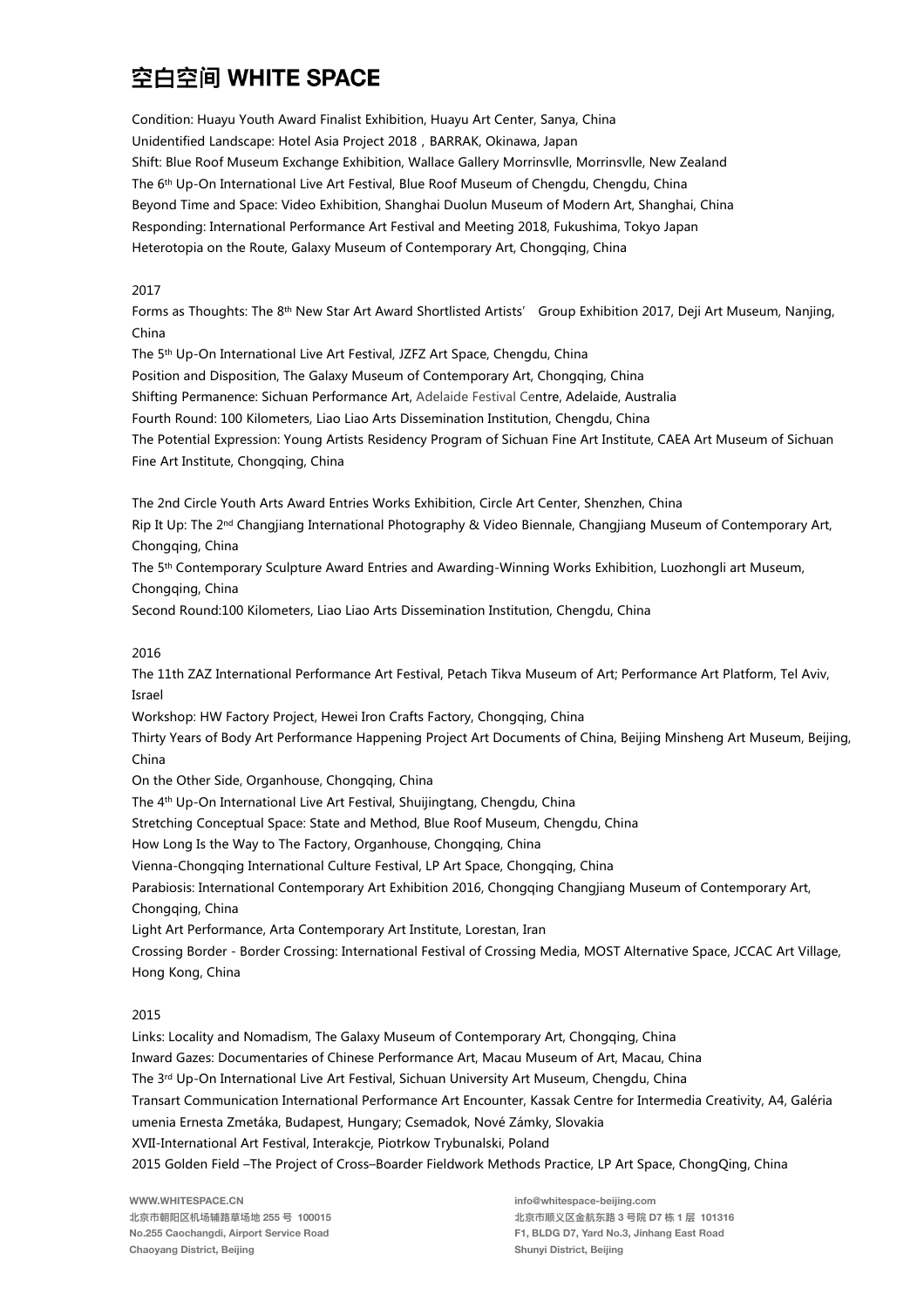Condition: Huayu Youth Award Finalist Exhibition, Huayu Art Center, Sanya, China

Unidentified Landscape: Hotel Asia Project 2018，BARRAK, Okinawa, Japan

Shift: Blue Roof Museum Exchange Exhibition, Wallace Gallery Morrinsvlle, Morrinsvlle, New Zealand

The 6th Up-On International Live Art Festival, Blue Roof Museum of Chengdu, Chengdu, China

Beyond Time and Space: Video Exhibition, Shanghai Duolun Museum of Modern Art, Shanghai, China

Responding: International Performance Art Festival and Meeting 2018, Fukushima, Tokyo Japan

Heterotopia on the Route, Galaxy Museum of Contemporary Art, Chongqing, China

2017

Forms as Thoughts: The 8th New Star Art Award Shortlisted Artists' Group Exhibition 2017, Deji Art Museum, Nanjing, China

The 5th Up-On International Live Art Festival, JZFZ Art Space, Chengdu, China

Position and Disposition, The Galaxy Museum of Contemporary Art, Chongqing, China

Shifting Permanence: Sichuan Performance Art, Adelaide Festival Centre, Adelaide, Australia

Fourth Round: 100 Kilometers, Liao Liao Arts Dissemination Institution, Chengdu, China

The Potential Expression: Young Artists Residency Program of Sichuan Fine Art Institute, CAEA Art Museum of Sichuan Fine Art Institute, Chongqing, China

The 2nd Circle Youth Arts Award Entries Works Exhibition, Circle Art Center, Shenzhen, China

Rip It Up: The 2nd Changjiang International Photography & Video Biennale, Changjiang Museum of Contemporary Art, Chongqing, China

The 5th Contemporary Sculpture Award Entries and Awarding-Winning Works Exhibition, Luozhongli art Museum, Chongqing, China

Second Round:100 Kilometers, Liao Liao Arts Dissemination Institution, Chengdu, China

2016

The 11th ZAZ International Performance Art Festival, Petach Tikva Museum of Art; Performance Art Platform, Tel Aviv, Israel

Workshop: HW Factory Project, Hewei Iron Crafts Factory, Chongqing, China

Thirty Years of Body Art Performance Happening Project Art Documents of China, Beijing Minsheng Art Museum, Beijing, China

On the Other Side, Organhouse, Chongqing, China

The 4th Up-On International Live Art Festival, Shuijingtang, Chengdu, China

Stretching Conceptual Space: State and Method, Blue Roof Museum, Chengdu, China

How Long Is the Way to The Factory, Organhouse, Chongqing, China

Vienna-Chongqing International Culture Festival, LP Art Space, Chongqing, China

Parabiosis: International Contemporary Art Exhibition 2016, Chongqing Changjiang Museum of Contemporary Art, Chongqing, China

Light Art Performance, Arta Contemporary Art Institute, Lorestan, Iran

Crossing Border - Border Crossing: International Festival of Crossing Media, MOST Alternative Space, JCCAC Art Village, Hong Kong, China

2015

Links: Locality and Nomadism, The Galaxy Museum of Contemporary Art, Chongqing, China

Inward Gazes: Documentaries of Chinese Performance Art, Macau Museum of Art, Macau, China

The 3rd Up-On International Live Art Festival, Sichuan University Art Museum, Chengdu, China

Transart Communication International Performance Art Encounter, Kassak Centre for Intermedia Creativity, A4, Galéria umenia Ernesta Zmetáka, Budapest, Hungary; Csemadok, Nové Zámky, Slovakia

XVII-International Art Festival, Interakcje, Piotrkow Trybunalski, Poland

2015 Golden Field –The Project of Cross–Boarder Fieldwork Methods Practice, LP Art Space, ChongQing, China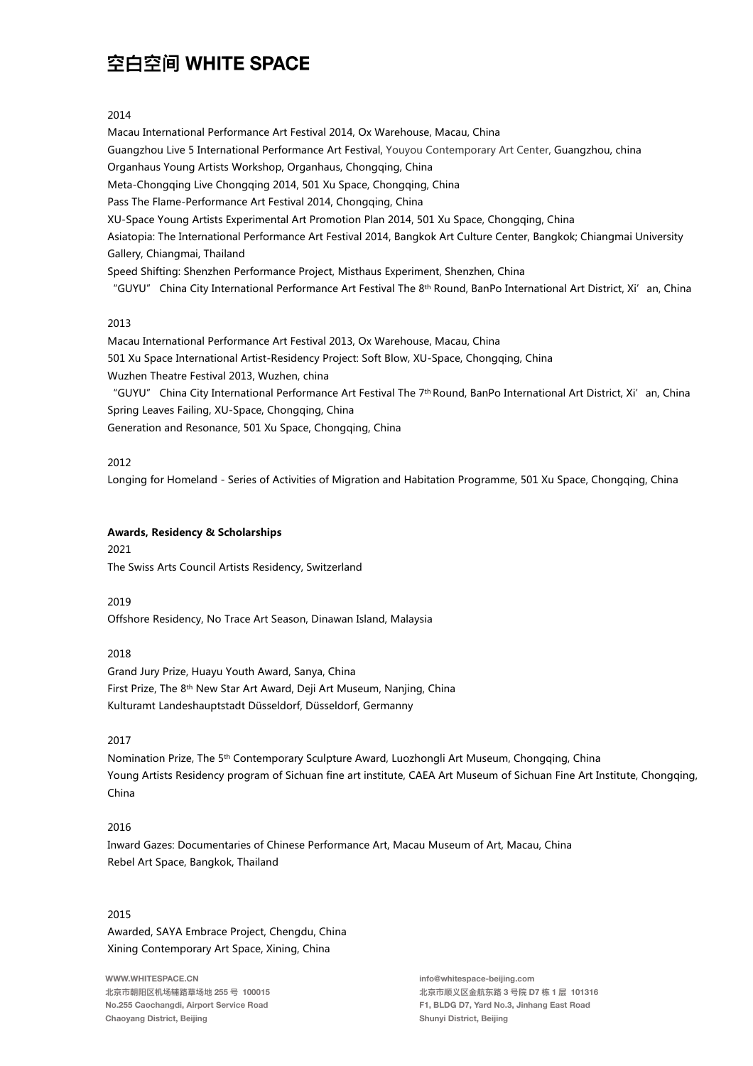2014

Macau International Performance Art Festival 2014, Ox Warehouse, Macau, China
Guangzhou Live 5 International Performance Art Festival, Youyou Contemporary Art Center, Guangzhou, china
Organhaus Young Artists Workshop, Organhaus, Chongqing, China
Meta-Chongqing Live Chongqing 2014, 501 Xu Space, Chongqing, China
Pass The Flame-Performance Art Festival 2014, Chongqing, China
XU-Space Young Artists Experimental Art Promotion Plan 2014, 501 Xu Space, Chongqing, China
Asiatopia: The International Performance Art Festival 2014, Bangkok Art Culture Center, Bangkok; Chiangmai University Gallery, Chiangmai, Thailand
Speed Shifting: Shenzhen Performance Project, Misthaus Experiment, Shenzhen, China
"GUYU" China City International Performance Art Festival The 8th Round, BanPo International Art District, Xi'an, China

2013

Macau International Performance Art Festival 2013, Ox Warehouse, Macau, China
501 Xu Space International Artist-Residency Project: Soft Blow, XU-Space, Chongqing, China
Wuzhen Theatre Festival 2013, Wuzhen, china
"GUYU" China City International Performance Art Festival The 7th Round, BanPo International Art District, Xi'an, China
Spring Leaves Failing, XU-Space, Chongqing, China
Generation and Resonance, 501 Xu Space, Chongqing, China

2012

Longing for Homeland - Series of Activities of Migration and Habitation Programme, 501 Xu Space, Chongqing, China

**Awards, Residency & Scholarships**

2021

The Swiss Arts Council Artists Residency, Switzerland

2019

Offshore Residency, No Trace Art Season, Dinawan Island, Malaysia

2018

Grand Jury Prize, Huayu Youth Award, Sanya, China
First Prize, The 8th New Star Art Award, Deji Art Museum, Nanjing, China
Kulturamt Landeshauptstadt Düsseldorf, Düsseldorf, Germanny

2017

Nomination Prize, The 5th Contemporary Sculpture Award, Luozhongli Art Museum, Chongqing, China
Young Artists Residency program of Sichuan fine art institute, CAEA Art Museum of Sichuan Fine Art Institute, Chongqing, China

2016

Inward Gazes: Documentaries of Chinese Performance Art, Macau Museum of Art, Macau, China
Rebel Art Space, Bangkok, Thailand

2015

Awarded, SAYA Embrace Project, Chengdu, China
Xining Contemporary Art Space, Xining, China